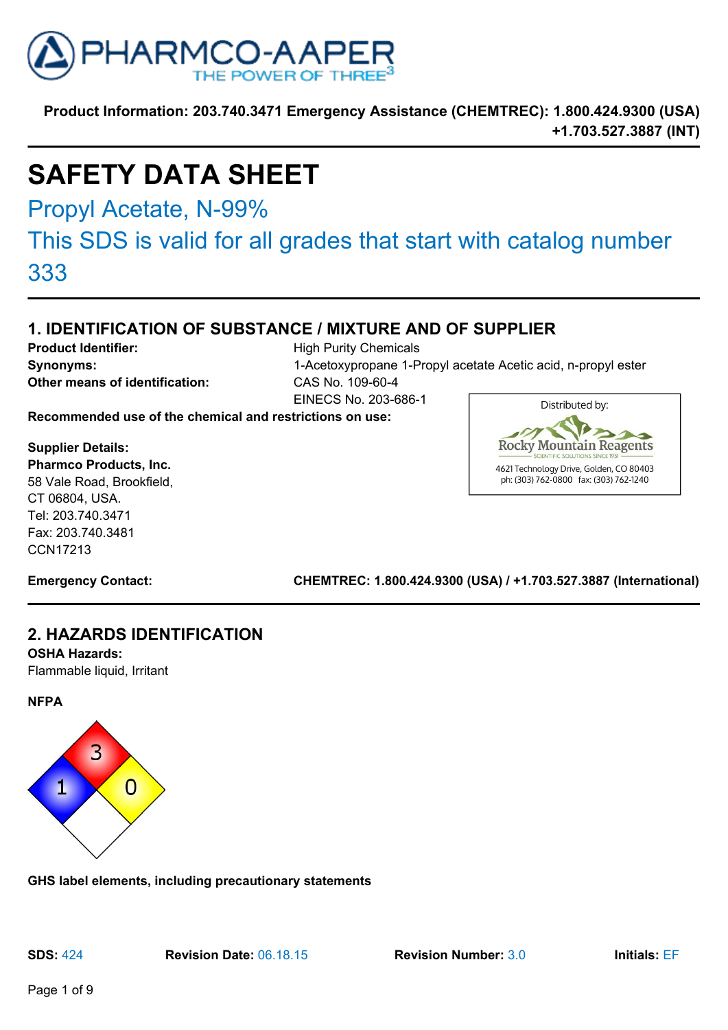Product Information: 203.740.3471 Emergency Assistance (CHEMTREC): 1.800.424.9300 (USA) +1.703.527.3887 (INT)

# SAFETY DATA SHEET

## Propyl Acetate, N-99%

## This SDS is valid for all grades that start with catalog number 333

## 1. IDENTIFICATION OF SUBSTANCE / MIXTURE AND OF SUPPLIER

**Product Identifier:** High Purity Chemicals

**Synonyms:** 1-Acetoxypropane 1-Propyl acetate Acetic acid, n-propyl ester

**Other means of identification:** CAS No. 109-60-4
EINECS No. 203-686-1

**Recommended use of the chemical and restrictions on use:**

**Supplier Details:**
**Pharmco Products, Inc.**
58 Vale Road, Brookfield,
CT 06804, USA.
Tel: 203.740.3471
Fax: 203.740.3481
CCN17213

Distributed by:
Rocky Mountain Reagents
SCIENTIFIC SOLUTIONS SINCE 1951
4621 Technology Drive, Golden, CO 80403
ph: (303) 762-0800 fax: (303) 762-1240

**Emergency Contact:** **CHEMTREC: 1.800.424.9300 (USA) / +1.703.527.3887 (International)**

## 2. HAZARDS IDENTIFICATION

**OSHA Hazards:**
Flammable liquid, Irritant

**NFPA**

Health: 1, Flammability: 3, Reactivity: 0

**GHS label elements, including precautionary statements**

**SDS:** 424 **Revision Date:** 06.18.15 **Revision Number:** 3.0 **Initials:** EF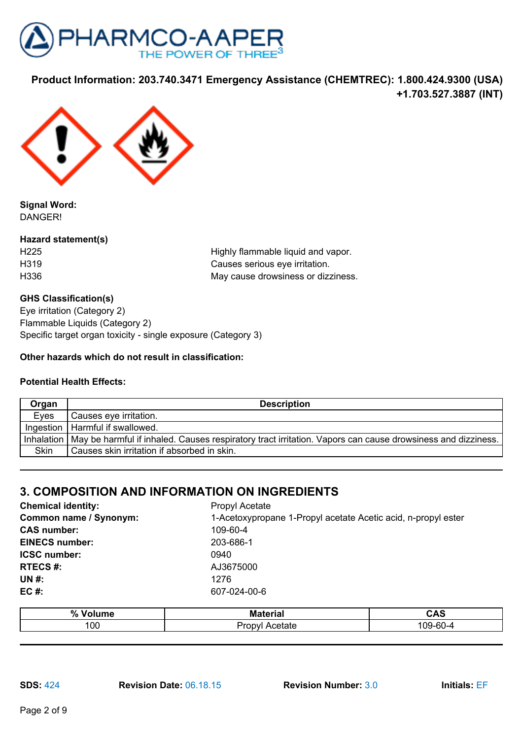Product Information: 203.740.3471 Emergency Assistance (CHEMTREC): 1.800.424.9300 (USA) +1.703.527.3887 (INT)

**Signal Word:**
DANGER!

**Hazard statement(s)**

| | |
|---|---|
| H225 | Highly flammable liquid and vapor. |
| H319 | Causes serious eye irritation. |
| H336 | May cause drowsiness or dizziness. |

**GHS Classification(s)**
Eye irritation (Category 2)
Flammable Liquids (Category 2)
Specific target organ toxicity - single exposure (Category 3)

**Other hazards which do not result in classification:**

**Potential Health Effects:**

| Organ | Description |
|---|---|
| Eyes | Causes eye irritation. |
| Ingestion | Harmful if swallowed. |
| Inhalation | May be harmful if inhaled. Causes respiratory tract irritation. Vapors can cause drowsiness and dizziness. |
| Skin | Causes skin irritation if absorbed in skin. |

## 3. COMPOSITION AND INFORMATION ON INGREDIENTS

| | |
|---|---|
| **Chemical identity:** | Propyl Acetate |
| **Common name / Synonym:** | 1-Acetoxypropane 1-Propyl acetate Acetic acid, n-propyl ester |
| **CAS number:** | 109-60-4 |
| **EINECS number:** | 203-686-1 |
| **ICSC number:** | 0940 |
| **RTECS #:** | AJ3675000 |
| **UN #:** | 1276 |
| **EC #:** | 607-024-00-6 |

| % Volume | Material | CAS |
|---|---|---|
| 100 | Propyl Acetate | 109-60-4 |

**SDS:** 424 **Revision Date:** 06.18.15 **Revision Number:** 3.0 **Initials:** EF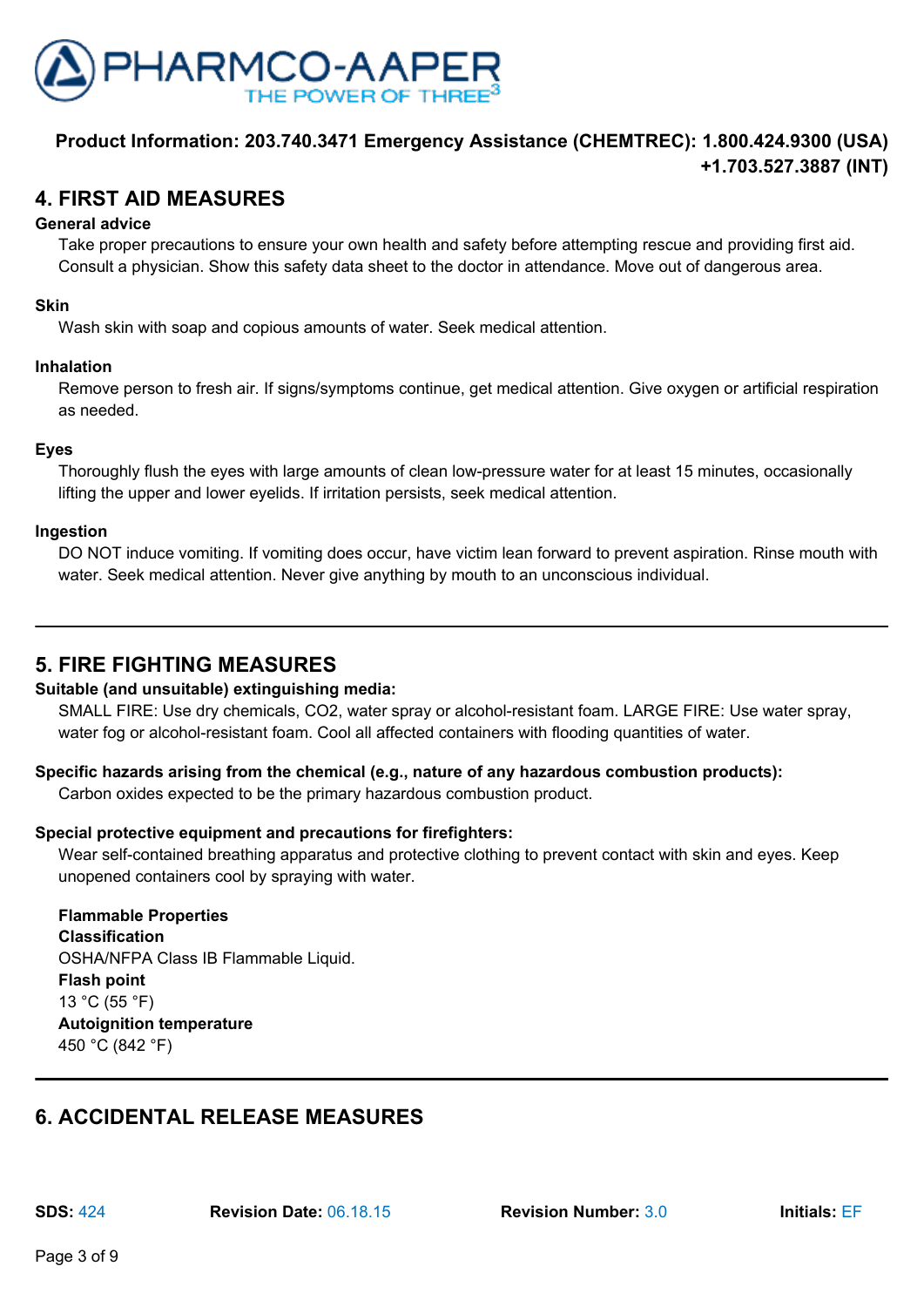## 4. FIRST AID MEASURES

**General advice**

Take proper precautions to ensure your own health and safety before attempting rescue and providing first aid. Consult a physician. Show this safety data sheet to the doctor in attendance. Move out of dangerous area.

**Skin**

Wash skin with soap and copious amounts of water. Seek medical attention.

**Inhalation**

Remove person to fresh air. If signs/symptoms continue, get medical attention. Give oxygen or artificial respiration as needed.

**Eyes**

Thoroughly flush the eyes with large amounts of clean low-pressure water for at least 15 minutes, occasionally lifting the upper and lower eyelids. If irritation persists, seek medical attention.

**Ingestion**

DO NOT induce vomiting. If vomiting does occur, have victim lean forward to prevent aspiration. Rinse mouth with water. Seek medical attention. Never give anything by mouth to an unconscious individual.

---

## 5. FIRE FIGHTING MEASURES

**Suitable (and unsuitable) extinguishing media:**

SMALL FIRE: Use dry chemicals, $CO_2$, water spray or alcohol-resistant foam. LARGE FIRE: Use water spray, water fog or alcohol-resistant foam. Cool all affected containers with flooding quantities of water.

**Specific hazards arising from the chemical (e.g., nature of any hazardous combustion products):**

Carbon oxides expected to be the primary hazardous combustion product.

**Special protective equipment and precautions for firefighters:**

Wear self-contained breathing apparatus and protective clothing to prevent contact with skin and eyes. Keep unopened containers cool by spraying with water.

**Flammable Properties**

**Classification**

OSHA/NFPA Class IB Flammable Liquid.

**Flash point**

13 °C (55 °F)

**Autoignition temperature**

450 °C (842 °F)

---

## 6. ACCIDENTAL RELEASE MEASURES

**SDS:** 424 **Revision Date:** 06.18.15 **Revision Number:** 3.0 **Initials:** EF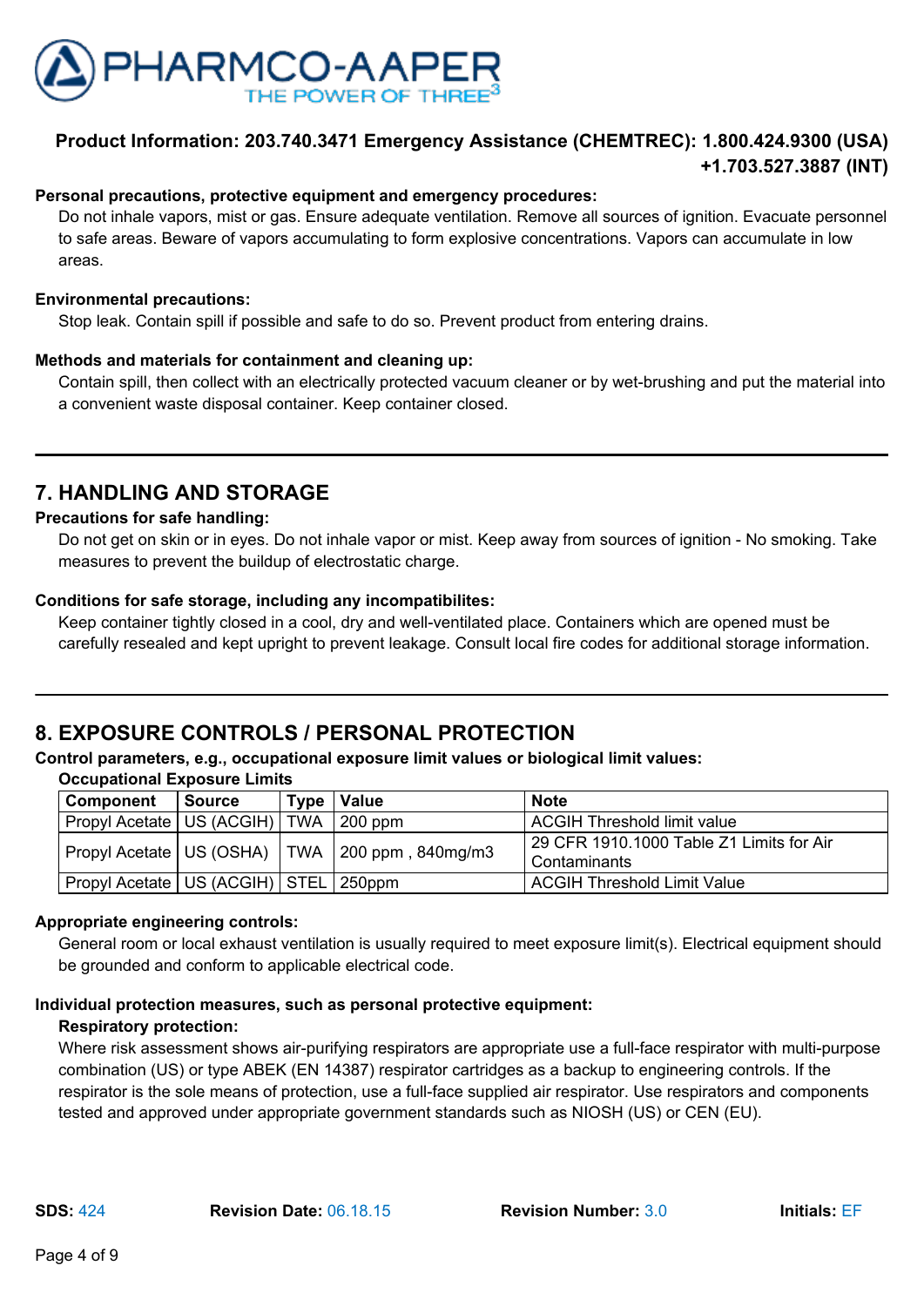**Personal precautions, protective equipment and emergency procedures:**

Do not inhale vapors, mist or gas. Ensure adequate ventilation. Remove all sources of ignition. Evacuate personnel to safe areas. Beware of vapors accumulating to form explosive concentrations. Vapors can accumulate in low areas.

**Environmental precautions:**

Stop leak. Contain spill if possible and safe to do so. Prevent product from entering drains.

**Methods and materials for containment and cleaning up:**

Contain spill, then collect with an electrically protected vacuum cleaner or by wet-brushing and put the material into a convenient waste disposal container. Keep container closed.

## 7. HANDLING AND STORAGE

**Precautions for safe handling:**

Do not get on skin or in eyes. Do not inhale vapor or mist. Keep away from sources of ignition - No smoking. Take measures to prevent the buildup of electrostatic charge.

**Conditions for safe storage, including any incompatibilites:**

Keep container tightly closed in a cool, dry and well-ventilated place. Containers which are opened must be carefully resealed and kept upright to prevent leakage. Consult local fire codes for additional storage information.

## 8. EXPOSURE CONTROLS / PERSONAL PROTECTION

**Control parameters, e.g., occupational exposure limit values or biological limit values:**

**Occupational Exposure Limits**

| Component | Source | Type | Value | Note |
|---|---|---|---|---|
| Propyl Acetate | US (ACGIH) | TWA | 200 ppm | ACGIH Threshold limit value |
| Propyl Acetate | US (OSHA) | TWA | 200 ppm , 840mg/m3 | 29 CFR 1910.1000 Table Z1 Limits for Air Contaminants |
| Propyl Acetate | US (ACGIH) | STEL | 250ppm | ACGIH Threshold Limit Value |

**Appropriate engineering controls:**

General room or local exhaust ventilation is usually required to meet exposure limit(s). Electrical equipment should be grounded and conform to applicable electrical code.

**Individual protection measures, such as personal protective equipment:**

**Respiratory protection:**

Where risk assessment shows air-purifying respirators are appropriate use a full-face respirator with multi-purpose combination (US) or type ABEK (EN 14387) respirator cartridges as a backup to engineering controls. If the respirator is the sole means of protection, use a full-face supplied air respirator. Use respirators and components tested and approved under appropriate government standards such as NIOSH (US) or CEN (EU).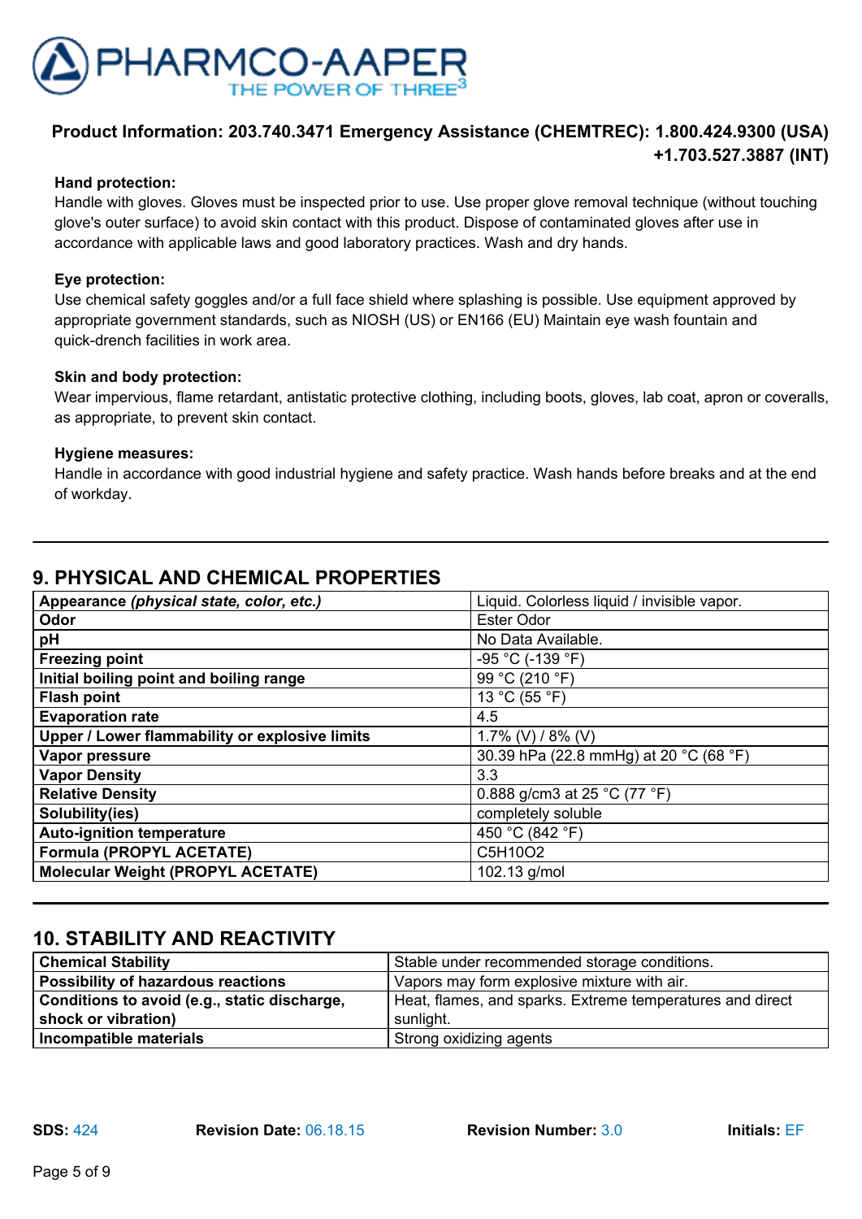#### Hand protection:

Handle with gloves. Gloves must be inspected prior to use. Use proper glove removal technique (without touching glove's outer surface) to avoid skin contact with this product. Dispose of contaminated gloves after use in accordance with applicable laws and good laboratory practices. Wash and dry hands.

#### Eye protection:

Use chemical safety goggles and/or a full face shield where splashing is possible. Use equipment approved by appropriate government standards, such as NIOSH (US) or EN166 (EU) Maintain eye wash fountain and quick-drench facilities in work area.

#### Skin and body protection:

Wear impervious, flame retardant, antistatic protective clothing, including boots, gloves, lab coat, apron or coveralls, as appropriate, to prevent skin contact.

#### Hygiene measures:

Handle in accordance with good industrial hygiene and safety practice. Wash hands before breaks and at the end of workday.

## 9. PHYSICAL AND CHEMICAL PROPERTIES

| **Appearance *(physical state, color, etc.)*** | Liquid. Colorless liquid / invisible vapor. |
|---|---|
| **Odor** | Ester Odor |
| **pH** | No Data Available. |
| **Freezing point** | -95 °C (-139 °F) |
| **Initial boiling point and boiling range** | 99 °C (210 °F) |
| **Flash point** | 13 °C (55 °F) |
| **Evaporation rate** | 4.5 |
| **Upper / Lower flammability or explosive limits** | 1.7% (V) / 8% (V) |
| **Vapor pressure** | 30.39 hPa (22.8 mmHg) at 20 °C (68 °F) |
| **Vapor Density** | 3.3 |
| **Relative Density** | 0.888 g/cm3 at 25 °C (77 °F) |
| **Solubility(ies)** | completely soluble |
| **Auto-ignition temperature** | 450 °C (842 °F) |
| **Formula (PROPYL ACETATE)** | $C_5H_{10}O_2$ |
| **Molecular Weight (PROPYL ACETATE)** | 102.13 g/mol |

## 10. STABILITY AND REACTIVITY

| **Chemical Stability** | Stable under recommended storage conditions. |
|---|---|
| **Possibility of hazardous reactions** | Vapors may form explosive mixture with air. |
| **Conditions to avoid (e.g., static discharge, shock or vibration)** | Heat, flames, and sparks. Extreme temperatures and direct sunlight. |
| **Incompatible materials** | Strong oxidizing agents |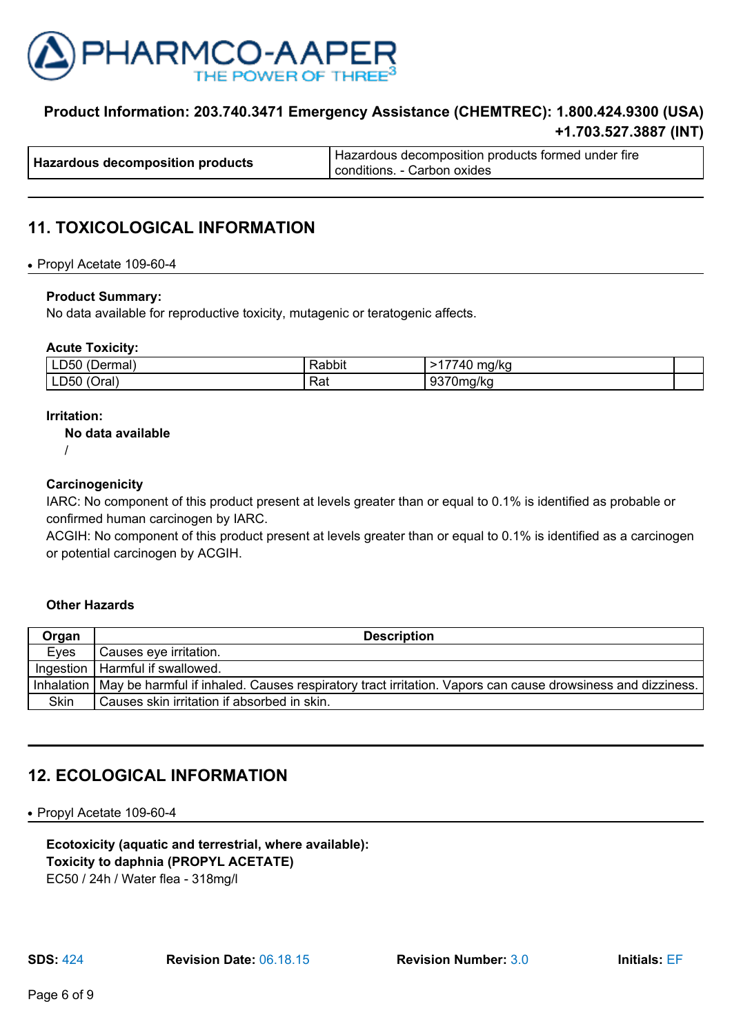| Hazardous decomposition products | Hazardous decomposition products formed under fire conditions. - Carbon oxides |
|---|---|

## 11. TOXICOLOGICAL INFORMATION

- Propyl Acetate 109-60-4

**Product Summary:**
No data available for reproductive toxicity, mutagenic or teratogenic affects.

**Acute Toxicity:**

| LD50 (Dermal) | Rabbit | >17740 mg/kg | |
|---|---|---|---|
| LD50 (Oral) | Rat | 9370mg/kg | |

**Irritation:**

**No data available**

/

**Carcinogenicity**
IARC: No component of this product present at levels greater than or equal to 0.1% is identified as probable or confirmed human carcinogen by IARC.
ACGIH: No component of this product present at levels greater than or equal to 0.1% is identified as a carcinogen or potential carcinogen by ACGIH.

**Other Hazards**

| Organ | Description |
|---|---|
| Eyes | Causes eye irritation. |
| Ingestion | Harmful if swallowed. |
| Inhalation | May be harmful if inhaled. Causes respiratory tract irritation. Vapors can cause drowsiness and dizziness. |
| Skin | Causes skin irritation if absorbed in skin. |

## 12. ECOLOGICAL INFORMATION

- Propyl Acetate 109-60-4

**Ecotoxicity (aquatic and terrestrial, where available):**
**Toxicity to daphnia (PROPYL ACETATE)**
EC50 / 24h / Water flea - 318mg/l

**SDS:** 424 **Revision Date:** 06.18.15 **Revision Number:** 3.0 **Initials:** EF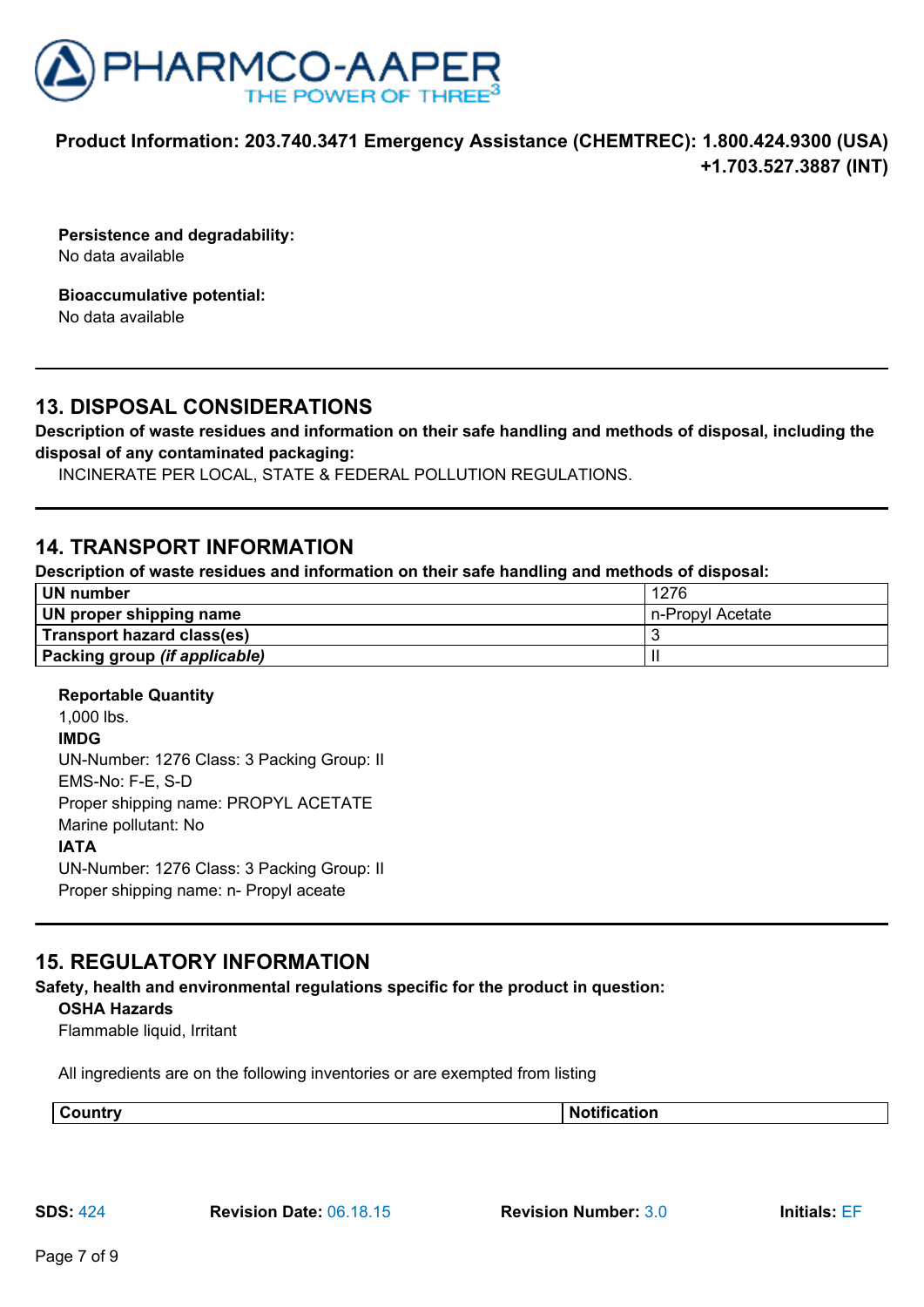**Persistence and degradability:**
No data available

**Bioaccumulative potential:**
No data available

## 13. DISPOSAL CONSIDERATIONS

**Description of waste residues and information on their safe handling and methods of disposal, including the disposal of any contaminated packaging:**

INCINERATE PER LOCAL, STATE & FEDERAL POLLUTION REGULATIONS.

## 14. TRANSPORT INFORMATION

**Description of waste residues and information on their safe handling and methods of disposal:**

| **UN number** | 1276 |
|---|---|
| **UN proper shipping name** | n-Propyl Acetate |
| **Transport hazard class(es)** | 3 |
| **Packing group *(if applicable)*** | II |

**Reportable Quantity**
1,000 lbs.
**IMDG**
UN-Number: 1276 Class: 3 Packing Group: II
EMS-No: F-E, S-D
Proper shipping name: PROPYL ACETATE
Marine pollutant: No
**IATA**
UN-Number: 1276 Class: 3 Packing Group: II
Proper shipping name: n- Propyl aceate

## 15. REGULATORY INFORMATION

**Safety, health and environmental regulations specific for the product in question:**

**OSHA Hazards**
Flammable liquid, Irritant

All ingredients are on the following inventories or are exempted from listing

| Country | Notification |
|---|---|

**SDS:** 424 **Revision Date:** 06.18.15 **Revision Number:** 3.0 **Initials:** EF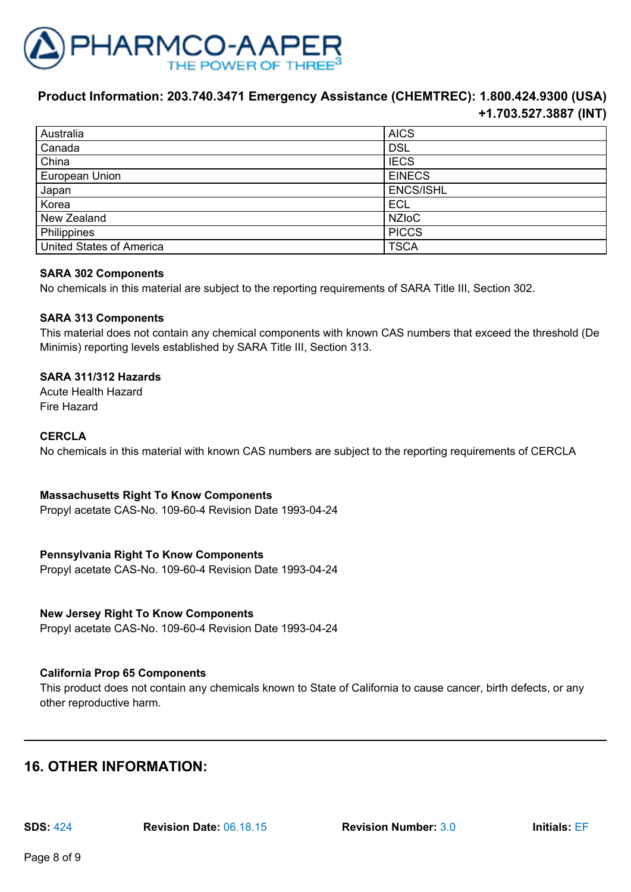| Australia | AICS |
|---|---|
| Canada | DSL |
| China | IECS |
| European Union | EINECS |
| Japan | ENCS/ISHL |
| Korea | ECL |
| New Zealand | NZIoC |
| Philippines | PICCS |
| United States of America | TSCA |

**SARA 302 Components**
No chemicals in this material are subject to the reporting requirements of SARA Title III, Section 302.

**SARA 313 Components**
This material does not contain any chemical components with known CAS numbers that exceed the threshold (De Minimis) reporting levels established by SARA Title III, Section 313.

**SARA 311/312 Hazards**
Acute Health Hazard
Fire Hazard

**CERCLA**
No chemicals in this material with known CAS numbers are subject to the reporting requirements of CERCLA

**Massachusetts Right To Know Components**
Propyl acetate CAS-No. 109-60-4 Revision Date 1993-04-24

**Pennsylvania Right To Know Components**
Propyl acetate CAS-No. 109-60-4 Revision Date 1993-04-24

**New Jersey Right To Know Components**
Propyl acetate CAS-No. 109-60-4 Revision Date 1993-04-24

**California Prop 65 Components**
This product does not contain any chemicals known to State of California to cause cancer, birth defects, or any other reproductive harm.

## 16. OTHER INFORMATION:

**SDS:** 424 **Revision Date:** 06.18.15 **Revision Number:** 3.0 **Initials:** EF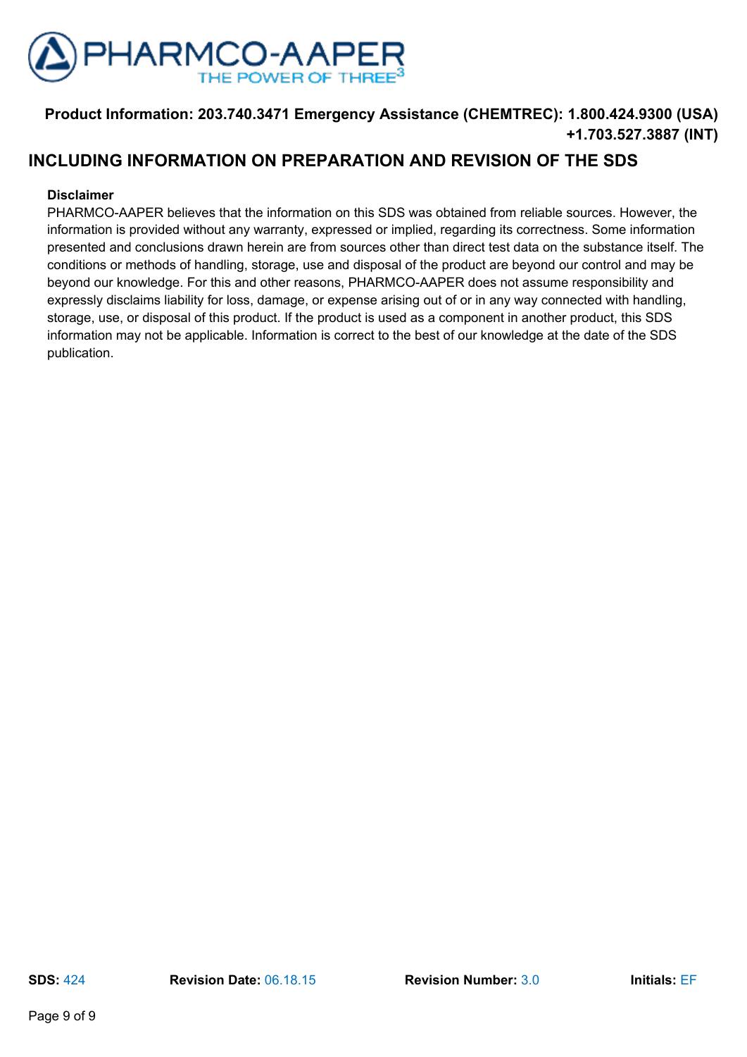## INCLUDING INFORMATION ON PREPARATION AND REVISION OF THE SDS

**Disclaimer**

PHARMCO-AAPER believes that the information on this SDS was obtained from reliable sources. However, the information is provided without any warranty, expressed or implied, regarding its correctness. Some information presented and conclusions drawn herein are from sources other than direct test data on the substance itself. The conditions or methods of handling, storage, use and disposal of the product are beyond our control and may be beyond our knowledge. For this and other reasons, PHARMCO-AAPER does not assume responsibility and expressly disclaims liability for loss, damage, or expense arising out of or in any way connected with handling, storage, use, or disposal of this product. If the product is used as a component in another product, this SDS information may not be applicable. Information is correct to the best of our knowledge at the date of the SDS publication.